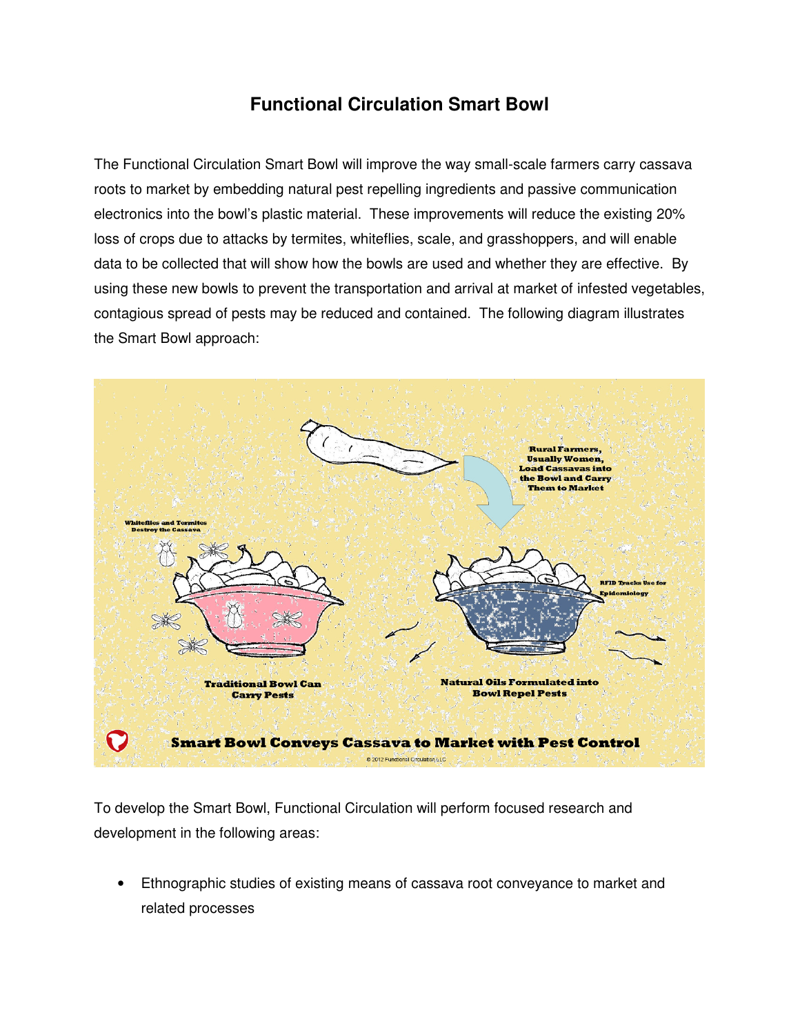# Functional Circulation Smart Bowl

The Functional Circulation Smart Bowl will improve the way small-scale farmers carry cassava roots to market by embedding natural pest repelling ingredients and passive communication electronics into the bowl's plastic material. These improvements will reduce the existing 20% loss of crops due to attacks by termites, whiteflies, scale, and grasshoppers, and will enable data to be collected that will show how the bowls are used and whether they are effective. By using these new bowls to prevent the transportation and arrival at market of infested vegetables, contagious spread of pests may be reduced and contained. The following diagram illustrates the Smart Bowl approach:

To develop the Smart Bowl, Functional Circulation will perform focused research and development in the following areas:

- Ethnographic studies of existing means of cassava root conveyance to market and related processes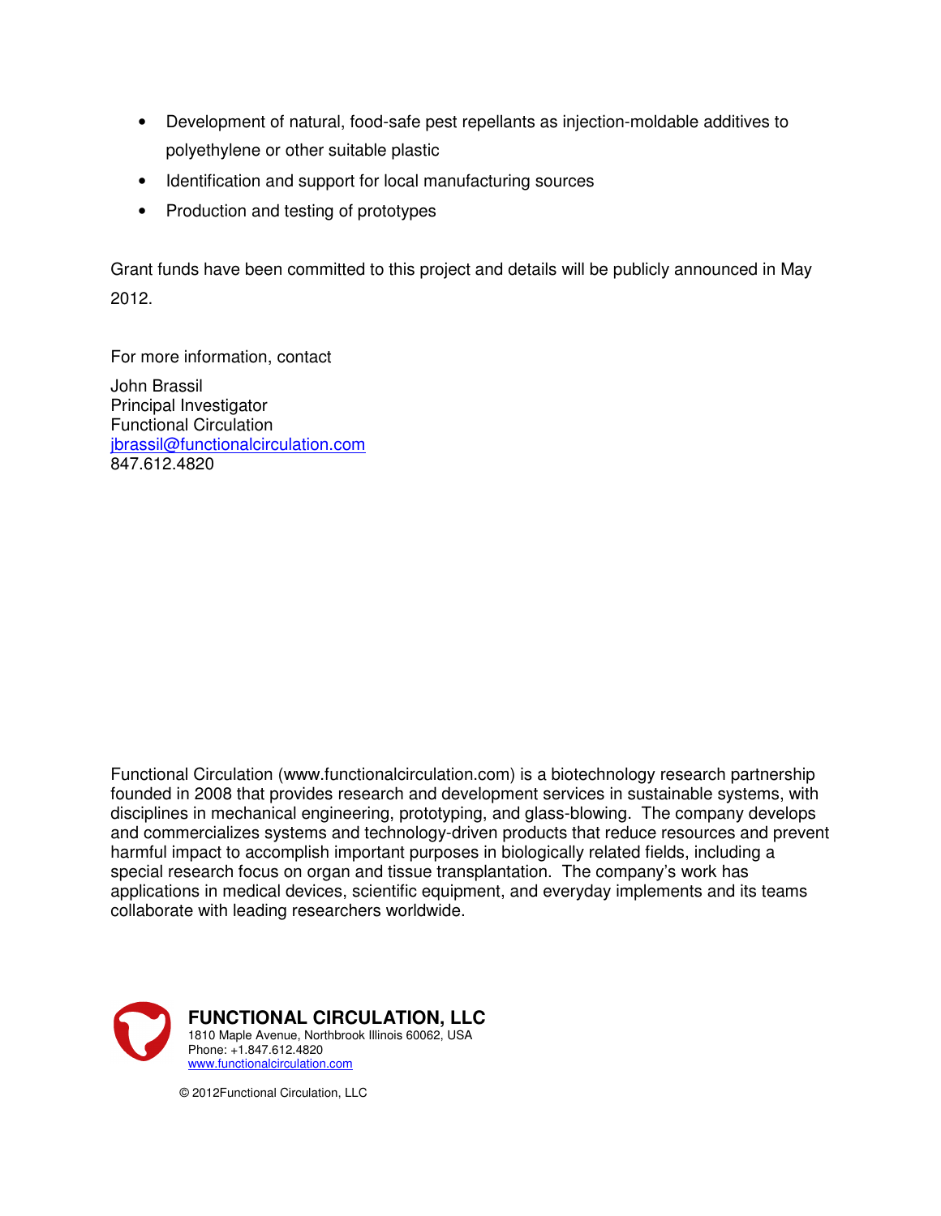- Development of natural, food-safe pest repellants as injection-moldable additives to polyethylene or other suitable plastic
- Identification and support for local manufacturing sources
- Production and testing of prototypes

Grant funds have been committed to this project and details will be publicly announced in May 2012.

For more information, contact

John Brassil
Principal Investigator
Functional Circulation
jbrassil@functionalcirculation.com
847.612.4820

Functional Circulation (www.functionalcirculation.com) is a biotechnology research partnership founded in 2008 that provides research and development services in sustainable systems, with disciplines in mechanical engineering, prototyping, and glass-blowing. The company develops and commercializes systems and technology-driven products that reduce resources and prevent harmful impact to accomplish important purposes in biologically related fields, including a special research focus on organ and tissue transplantation. The company's work has applications in medical devices, scientific equipment, and everyday implements and its teams collaborate with leading researchers worldwide.

**FUNCTIONAL CIRCULATION, LLC**
1810 Maple Avenue, Northbrook Illinois 60062, USA
Phone: +1.847.612.4820
www.functionalcirculation.com

© 2012Functional Circulation, LLC